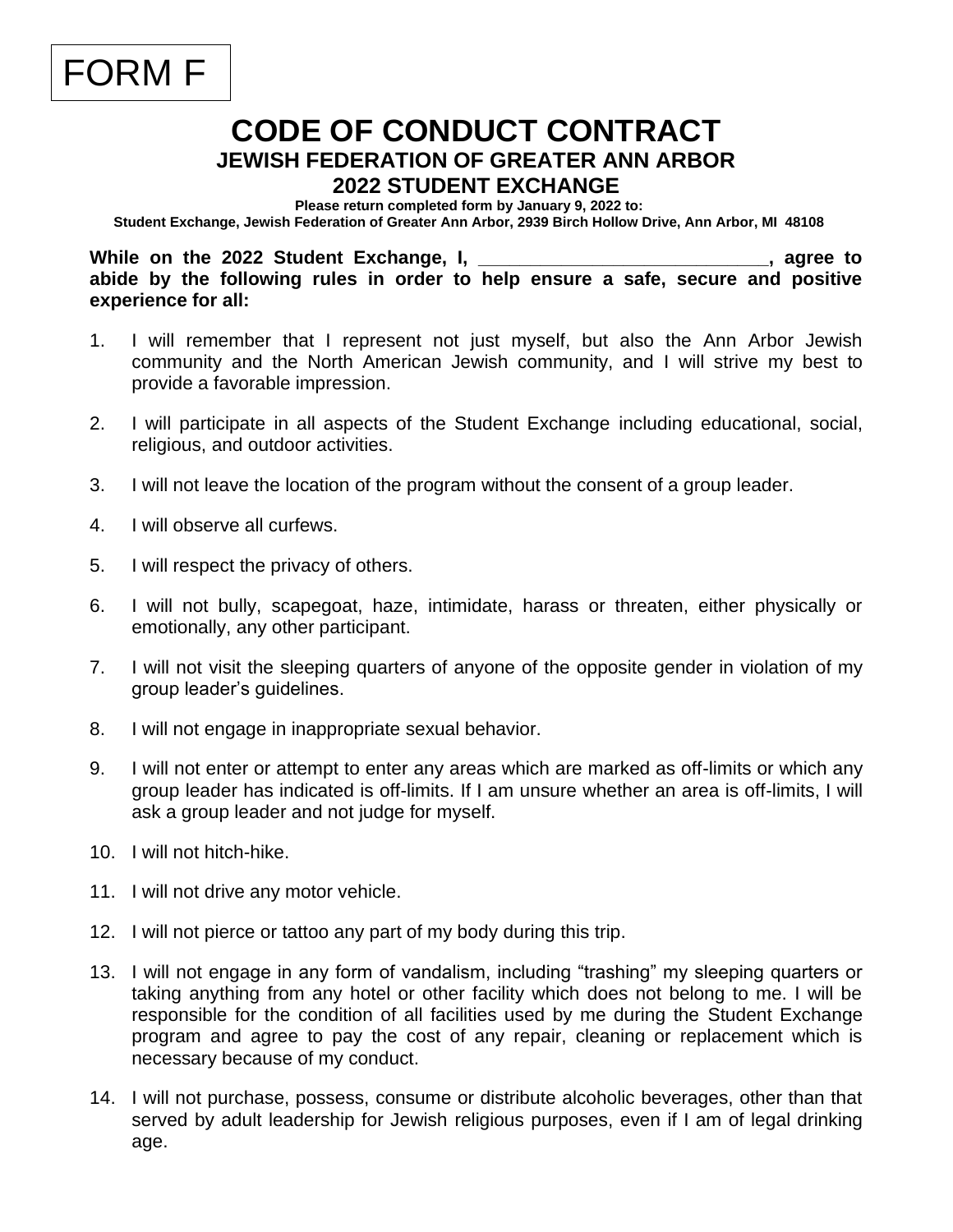FORM F

# CODE OF CONDUCT CONTRACT

## JEWISH FEDERATION OF GREATER ANN ARBOR

## 2022 STUDENT EXCHANGE

**Please return completed form by January 9, 2022 to:**

**Student Exchange, Jewish Federation of Greater Ann Arbor, 2939 Birch Hollow Drive, Ann Arbor, MI 48108**

**While on the 2022 Student Exchange, I, ____________________________, agree to abide by the following rules in order to help ensure a safe, secure and positive experience for all:**

1. I will remember that I represent not just myself, but also the Ann Arbor Jewish community and the North American Jewish community, and I will strive my best to provide a favorable impression.
2. I will participate in all aspects of the Student Exchange including educational, social, religious, and outdoor activities.
3. I will not leave the location of the program without the consent of a group leader.
4. I will observe all curfews.
5. I will respect the privacy of others.
6. I will not bully, scapegoat, haze, intimidate, harass or threaten, either physically or emotionally, any other participant.
7. I will not visit the sleeping quarters of anyone of the opposite gender in violation of my group leader's guidelines.
8. I will not engage in inappropriate sexual behavior.
9. I will not enter or attempt to enter any areas which are marked as off-limits or which any group leader has indicated is off-limits. If I am unsure whether an area is off-limits, I will ask a group leader and not judge for myself.
10. I will not hitch-hike.
11. I will not drive any motor vehicle.
12. I will not pierce or tattoo any part of my body during this trip.
13. I will not engage in any form of vandalism, including "trashing" my sleeping quarters or taking anything from any hotel or other facility which does not belong to me. I will be responsible for the condition of all facilities used by me during the Student Exchange program and agree to pay the cost of any repair, cleaning or replacement which is necessary because of my conduct.
14. I will not purchase, possess, consume or distribute alcoholic beverages, other than that served by adult leadership for Jewish religious purposes, even if I am of legal drinking age.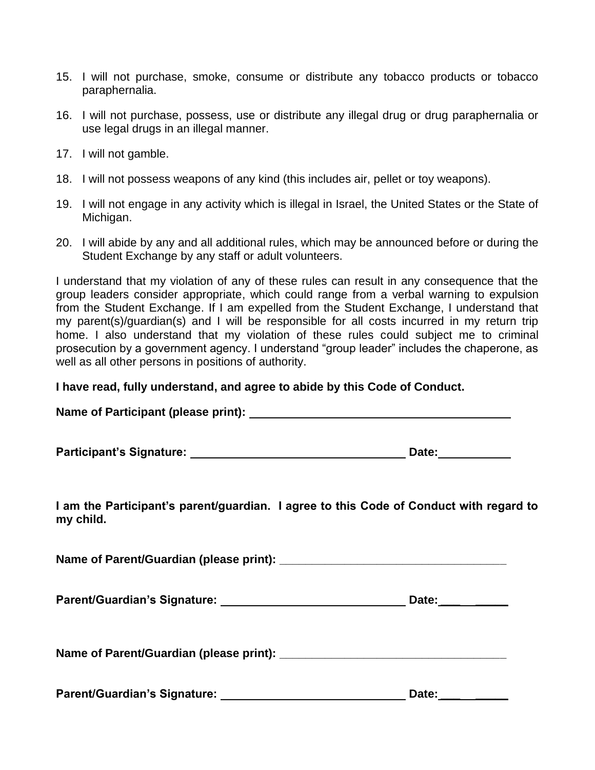15. I will not purchase, smoke, consume or distribute any tobacco products or tobacco paraphernalia.

16. I will not purchase, possess, use or distribute any illegal drug or drug paraphernalia or use legal drugs in an illegal manner.

17. I will not gamble.

18. I will not possess weapons of any kind (this includes air, pellet or toy weapons).

19. I will not engage in any activity which is illegal in Israel, the United States or the State of Michigan.

20. I will abide by any and all additional rules, which may be announced before or during the Student Exchange by any staff or adult volunteers.

I understand that my violation of any of these rules can result in any consequence that the group leaders consider appropriate, which could range from a verbal warning to expulsion from the Student Exchange. If I am expelled from the Student Exchange, I understand that my parent(s)/guardian(s) and I will be responsible for all costs incurred in my return trip home. I also understand that my violation of these rules could subject me to criminal prosecution by a government agency. I understand "group leader" includes the chaperone, as well as all other persons in positions of authority.

**I have read, fully understand, and agree to abide by this Code of Conduct.**

**Name of Participant (please print):** ____________________________________

**Participant's Signature:** ______________________________ **Date:** __________

**I am the Participant's parent/guardian. I agree to this Code of Conduct with regard to my child.**

**Name of Parent/Guardian (please print):** ________________________________

**Parent/Guardian's Signature:** __________________________ **Date:** __________

**Name of Parent/Guardian (please print):** ________________________________

**Parent/Guardian's Signature:** __________________________ **Date:** __________